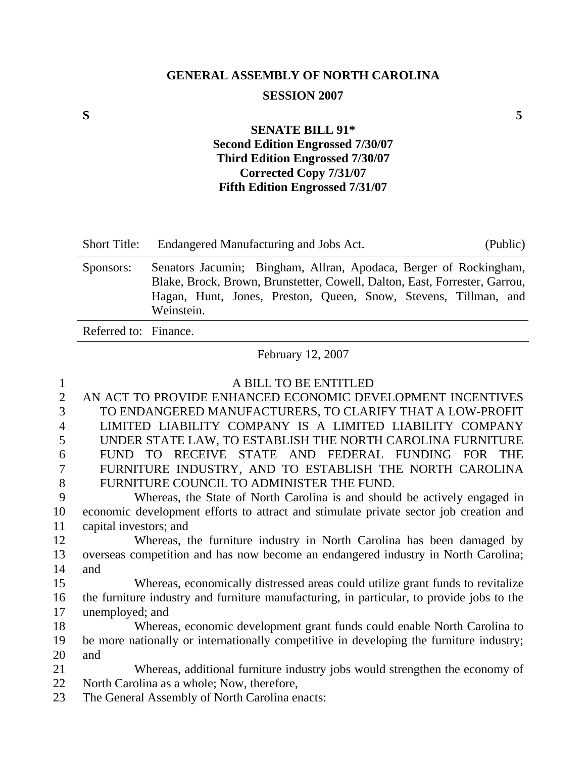**GENERAL ASSEMBLY OF NORTH CAROLINA**

**SESSION 2007**

**S** **5**

**SENATE BILL 91***
**Second Edition Engrossed 7/30/07**
**Third Edition Engrossed 7/30/07**
**Corrected Copy 7/31/07**
**Fifth Edition Engrossed 7/31/07**

| | | |
|---|---|---|
| Short Title: | Endangered Manufacturing and Jobs Act. | (Public) |
| Sponsors: | Senators Jacumin; Bingham, Allran, Apodaca, Berger of Rockingham, Blake, Brock, Brown, Brunstetter, Cowell, Dalton, East, Forrester, Garrou, Hagan, Hunt, Jones, Preston, Queen, Snow, Stevens, Tillman, and Weinstein. | |
| Referred to: | Finance. | |

February 12, 2007

A BILL TO BE ENTITLED

AN ACT TO PROVIDE ENHANCED ECONOMIC DEVELOPMENT INCENTIVES TO ENDANGERED MANUFACTURERS, TO CLARIFY THAT A LOW-PROFIT LIMITED LIABILITY COMPANY IS A LIMITED LIABILITY COMPANY UNDER STATE LAW, TO ESTABLISH THE NORTH CAROLINA FURNITURE FUND TO RECEIVE STATE AND FEDERAL FUNDING FOR THE FURNITURE INDUSTRY, AND TO ESTABLISH THE NORTH CAROLINA FURNITURE COUNCIL TO ADMINISTER THE FUND.

Whereas, the State of North Carolina is and should be actively engaged in economic development efforts to attract and stimulate private sector job creation and capital investors; and

Whereas, the furniture industry in North Carolina has been damaged by overseas competition and has now become an endangered industry in North Carolina; and

Whereas, economically distressed areas could utilize grant funds to revitalize the furniture industry and furniture manufacturing, in particular, to provide jobs to the unemployed; and

Whereas, economic development grant funds could enable North Carolina to be more nationally or internationally competitive in developing the furniture industry; and

Whereas, additional furniture industry jobs would strengthen the economy of North Carolina as a whole; Now, therefore,

The General Assembly of North Carolina enacts: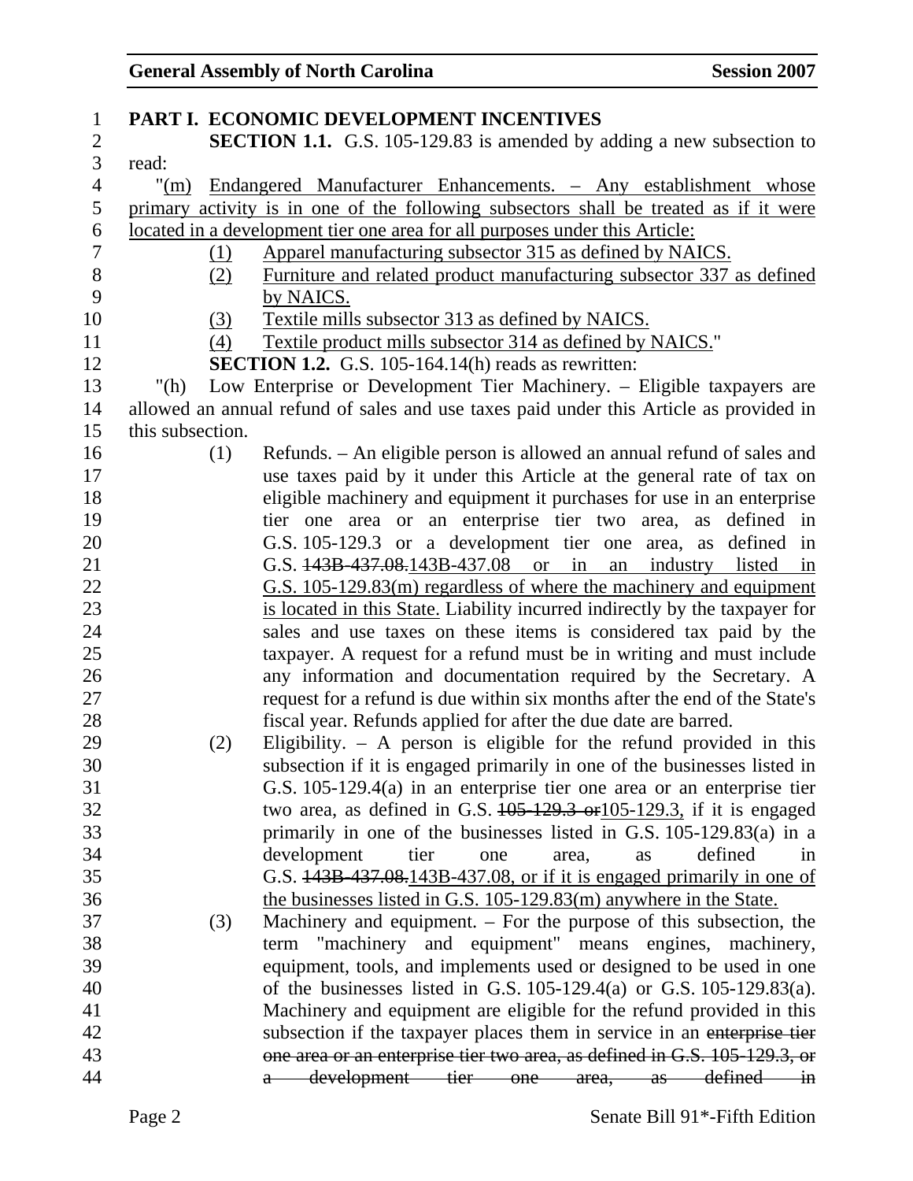**PART I. ECONOMIC DEVELOPMENT INCENTIVES**

**SECTION 1.1.** G.S. 105-129.83 is amended by adding a new subsection to read:

"(m) Endangered Manufacturer Enhancements. – Any establishment whose primary activity is in one of the following subsectors shall be treated as if it were located in a development tier one area for all purposes under this Article:

(1) Apparel manufacturing subsector 315 as defined by NAICS.

(2) Furniture and related product manufacturing subsector 337 as defined by NAICS.

(3) Textile mills subsector 313 as defined by NAICS.

(4) Textile product mills subsector 314 as defined by NAICS."

**SECTION 1.2.** G.S. 105-164.14(h) reads as rewritten:

"(h) Low Enterprise or Development Tier Machinery. – Eligible taxpayers are allowed an annual refund of sales and use taxes paid under this Article as provided in this subsection.

(1) Refunds. – An eligible person is allowed an annual refund of sales and use taxes paid by it under this Article at the general rate of tax on eligible machinery and equipment it purchases for use in an enterprise tier one area or an enterprise tier two area, as defined in G.S. 105-129.3 or a development tier one area, as defined in G.S. ~~143B-437.08.~~143B-437.08 or in an industry listed in G.S. 105-129.83(m) regardless of where the machinery and equipment is located in this State. Liability incurred indirectly by the taxpayer for sales and use taxes on these items is considered tax paid by the taxpayer. A request for a refund must be in writing and must include any information and documentation required by the Secretary. A request for a refund is due within six months after the end of the State's fiscal year. Refunds applied for after the due date are barred.

(2) Eligibility. – A person is eligible for the refund provided in this subsection if it is engaged primarily in one of the businesses listed in G.S. 105-129.4(a) in an enterprise tier one area or an enterprise tier two area, as defined in G.S. ~~105-129.3 or~~105-129.3, if it is engaged primarily in one of the businesses listed in G.S. 105-129.83(a) in a development tier one area, as defined in G.S. ~~143B-437.08.~~143B-437.08, or if it is engaged primarily in one of the businesses listed in G.S. 105-129.83(m) anywhere in the State.

(3) Machinery and equipment. – For the purpose of this subsection, the term "machinery and equipment" means engines, machinery, equipment, tools, and implements used or designed to be used in one of the businesses listed in G.S. 105-129.4(a) or G.S. 105-129.83(a). Machinery and equipment are eligible for the refund provided in this subsection if the taxpayer places them in service in an ~~enterprise tier one area or an enterprise tier two area, as defined in G.S. 105-129.3, or a development tier one area, as defined in~~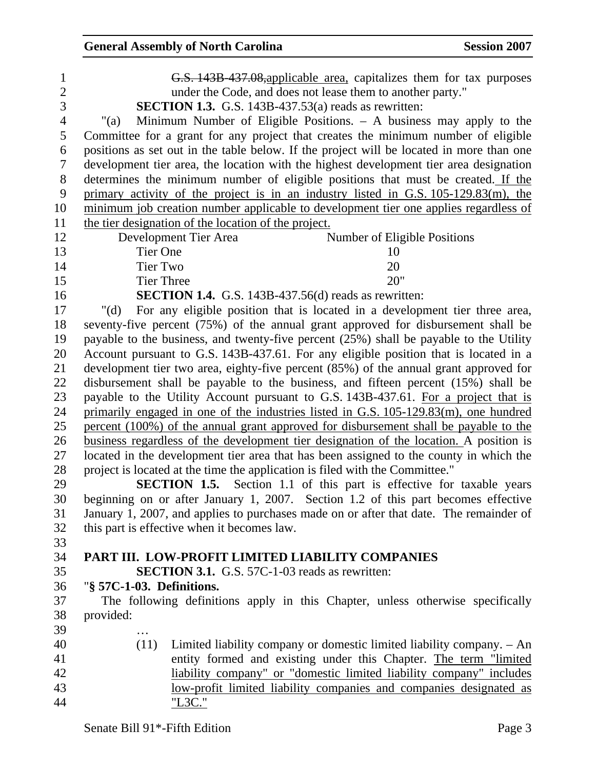~~G.S. 143B-437.08,~~applicable area, capitalizes them for tax purposes under the Code, and does not lease them to another party."

**SECTION 1.3.** G.S. 143B-437.53(a) reads as rewritten:

"(a) Minimum Number of Eligible Positions. – A business may apply to the Committee for a grant for any project that creates the minimum number of eligible positions as set out in the table below. If the project will be located in more than one development tier area, the location with the highest development tier area designation determines the minimum number of eligible positions that must be created. If the primary activity of the project is in an industry listed in G.S. 105-129.83(m), the minimum job creation number applicable to development tier one applies regardless of the tier designation of the location of the project.

| Development Tier Area | Number of Eligible Positions |
|---|---|
| Tier One | 10 |
| Tier Two | 20 |
| Tier Three | 20" |

**SECTION 1.4.** G.S. 143B-437.56(d) reads as rewritten:

"(d) For any eligible position that is located in a development tier three area, seventy-five percent (75%) of the annual grant approved for disbursement shall be payable to the business, and twenty-five percent (25%) shall be payable to the Utility Account pursuant to G.S. 143B-437.61. For any eligible position that is located in a development tier two area, eighty-five percent (85%) of the annual grant approved for disbursement shall be payable to the business, and fifteen percent (15%) shall be payable to the Utility Account pursuant to G.S. 143B-437.61. For a project that is primarily engaged in one of the industries listed in G.S. 105-129.83(m), one hundred percent (100%) of the annual grant approved for disbursement shall be payable to the business regardless of the development tier designation of the location. A position is located in the development tier area that has been assigned to the county in which the project is located at the time the application is filed with the Committee."

**SECTION 1.5.** Section 1.1 of this part is effective for taxable years beginning on or after January 1, 2007. Section 1.2 of this part becomes effective January 1, 2007, and applies to purchases made on or after that date. The remainder of this part is effective when it becomes law.

## PART III. LOW-PROFIT LIMITED LIABILITY COMPANIES

**SECTION 3.1.** G.S. 57C-1-03 reads as rewritten:

"**§ 57C-1-03. Definitions.**

The following definitions apply in this Chapter, unless otherwise specifically provided:

…

(11) Limited liability company or domestic limited liability company. – An entity formed and existing under this Chapter. The term "limited liability company" or "domestic limited liability company" includes low-profit limited liability companies and companies designated as "L3C."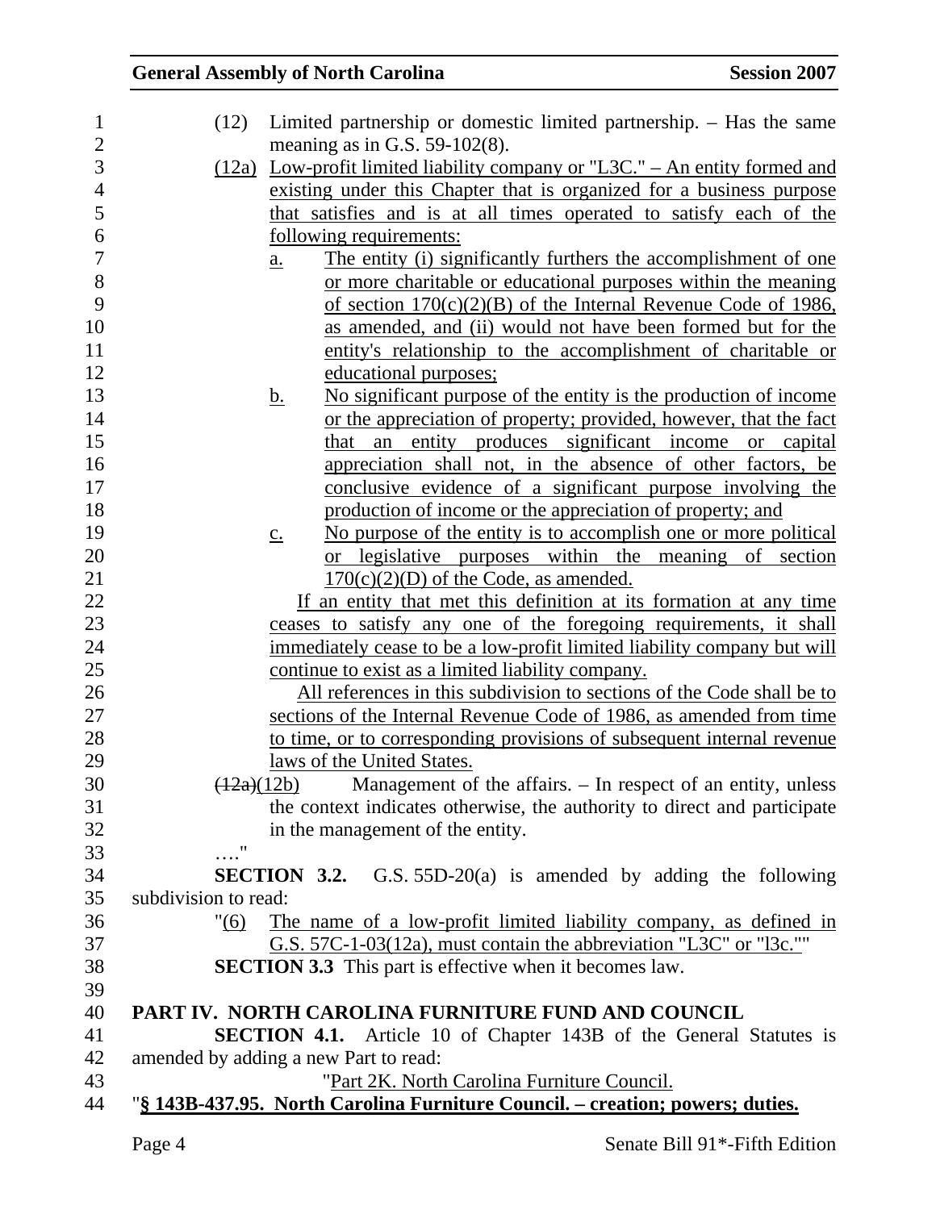(12) Limited partnership or domestic limited partnership. – Has the same meaning as in G.S. 59-102(8).

(12a) Low-profit limited liability company or "L3C." – An entity formed and existing under this Chapter that is organized for a business purpose that satisfies and is at all times operated to satisfy each of the following requirements:

a. The entity (i) significantly furthers the accomplishment of one or more charitable or educational purposes within the meaning of section 170(c)(2)(B) of the Internal Revenue Code of 1986, as amended, and (ii) would not have been formed but for the entity's relationship to the accomplishment of charitable or educational purposes;

b. No significant purpose of the entity is the production of income or the appreciation of property; provided, however, that the fact that an entity produces significant income or capital appreciation shall not, in the absence of other factors, be conclusive evidence of a significant purpose involving the production of income or the appreciation of property; and

c. No purpose of the entity is to accomplish one or more political or legislative purposes within the meaning of section 170(c)(2)(D) of the Code, as amended.

If an entity that met this definition at its formation at any time ceases to satisfy any one of the foregoing requirements, it shall immediately cease to be a low-profit limited liability company but will continue to exist as a limited liability company.

All references in this subdivision to sections of the Code shall be to sections of the Internal Revenue Code of 1986, as amended from time to time, or to corresponding provisions of subsequent internal revenue laws of the United States.

~~(12a)~~(12b) Management of the affairs. – In respect of an entity, unless the context indicates otherwise, the authority to direct and participate in the management of the entity.

…."

**SECTION 3.2.** G.S. 55D-20(a) is amended by adding the following subdivision to read:

"(6) The name of a low-profit limited liability company, as defined in G.S. 57C-1-03(12a), must contain the abbreviation "L3C" or "l3c.""

**SECTION 3.3** This part is effective when it becomes law.

**PART IV. NORTH CAROLINA FURNITURE FUND AND COUNCIL**

**SECTION 4.1.** Article 10 of Chapter 143B of the General Statutes is amended by adding a new Part to read:

"Part 2K. North Carolina Furniture Council.

"**§ 143B-437.95. North Carolina Furniture Council. – creation; powers; duties.**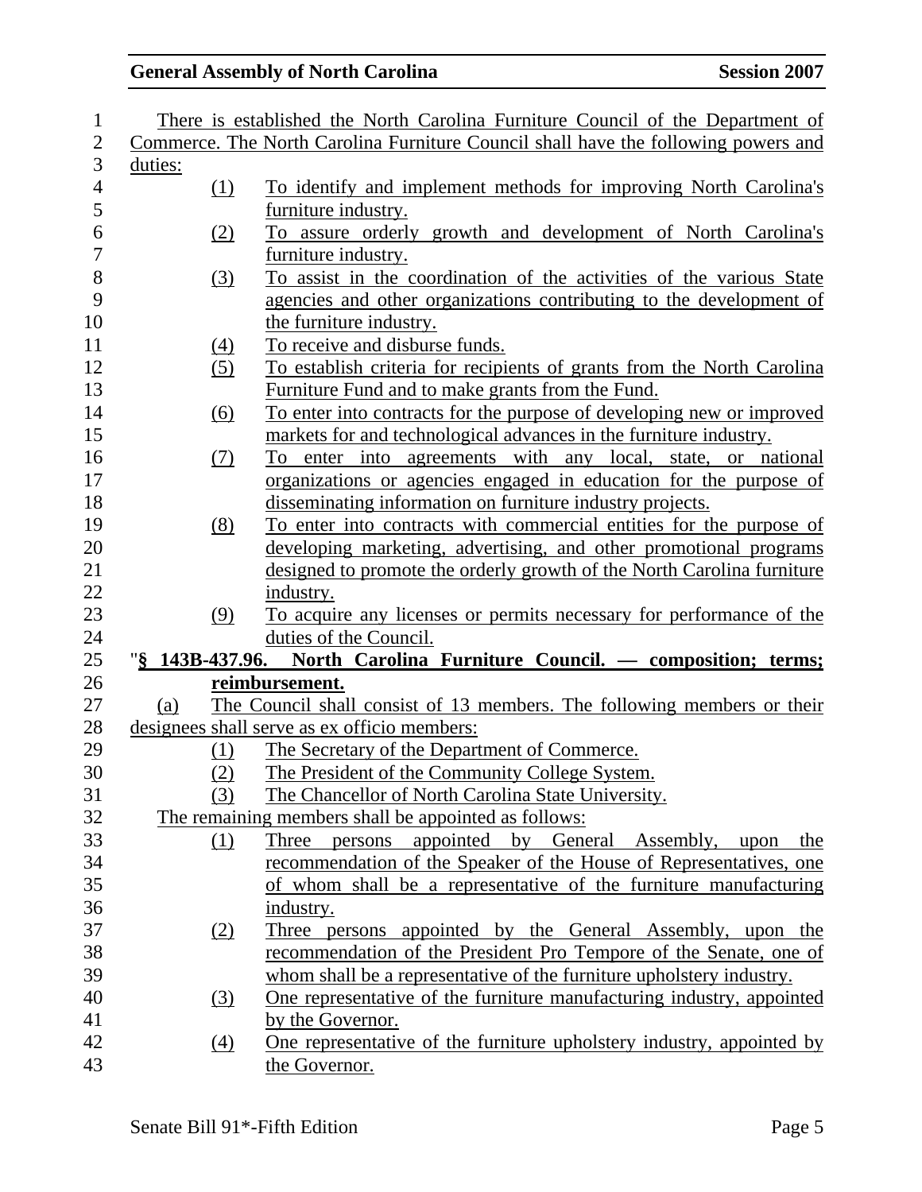There is established the North Carolina Furniture Council of the Department of Commerce. The North Carolina Furniture Council shall have the following powers and duties:

(1) To identify and implement methods for improving North Carolina's furniture industry.

(2) To assure orderly growth and development of North Carolina's furniture industry.

(3) To assist in the coordination of the activities of the various State agencies and other organizations contributing to the development of the furniture industry.

(4) To receive and disburse funds.

(5) To establish criteria for recipients of grants from the North Carolina Furniture Fund and to make grants from the Fund.

(6) To enter into contracts for the purpose of developing new or improved markets for and technological advances in the furniture industry.

(7) To enter into agreements with any local, state, or national organizations or agencies engaged in education for the purpose of disseminating information on furniture industry projects.

(8) To enter into contracts with commercial entities for the purpose of developing marketing, advertising, and other promotional programs designed to promote the orderly growth of the North Carolina furniture industry.

(9) To acquire any licenses or permits necessary for performance of the duties of the Council.

"**§ 143B-437.96. North Carolina Furniture Council. — composition; terms; reimbursement.**

(a) The Council shall consist of 13 members. The following members or their designees shall serve as ex officio members:

(1) The Secretary of the Department of Commerce.

(2) The President of the Community College System.

(3) The Chancellor of North Carolina State University.

The remaining members shall be appointed as follows:

(1) Three persons appointed by General Assembly, upon the recommendation of the Speaker of the House of Representatives, one of whom shall be a representative of the furniture manufacturing industry.

(2) Three persons appointed by the General Assembly, upon the recommendation of the President Pro Tempore of the Senate, one of whom shall be a representative of the furniture upholstery industry.

(3) One representative of the furniture manufacturing industry, appointed by the Governor.

(4) One representative of the furniture upholstery industry, appointed by the Governor.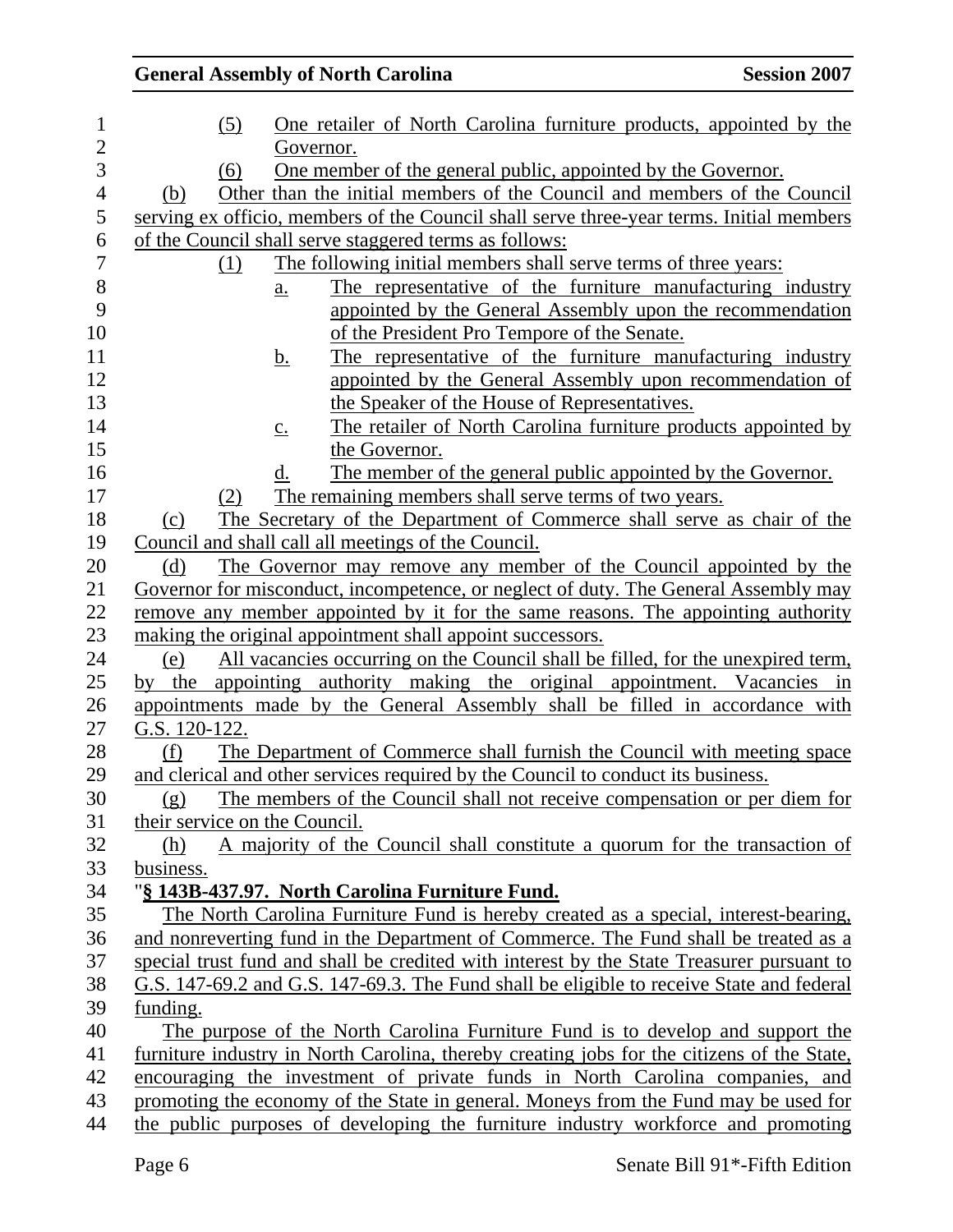(5) One retailer of North Carolina furniture products, appointed by the Governor.

(6) One member of the general public, appointed by the Governor.

(b) Other than the initial members of the Council and members of the Council serving ex officio, members of the Council shall serve three-year terms. Initial members of the Council shall serve staggered terms as follows:

(1) The following initial members shall serve terms of three years:

a. The representative of the furniture manufacturing industry appointed by the General Assembly upon the recommendation of the President Pro Tempore of the Senate.

b. The representative of the furniture manufacturing industry appointed by the General Assembly upon recommendation of the Speaker of the House of Representatives.

c. The retailer of North Carolina furniture products appointed by the Governor.

d. The member of the general public appointed by the Governor.

(2) The remaining members shall serve terms of two years.

(c) The Secretary of the Department of Commerce shall serve as chair of the Council and shall call all meetings of the Council.

(d) The Governor may remove any member of the Council appointed by the Governor for misconduct, incompetence, or neglect of duty. The General Assembly may remove any member appointed by it for the same reasons. The appointing authority making the original appointment shall appoint successors.

(e) All vacancies occurring on the Council shall be filled, for the unexpired term, by the appointing authority making the original appointment. Vacancies in appointments made by the General Assembly shall be filled in accordance with G.S. 120-122.

(f) The Department of Commerce shall furnish the Council with meeting space and clerical and other services required by the Council to conduct its business.

(g) The members of the Council shall not receive compensation or per diem for their service on the Council.

(h) A majority of the Council shall constitute a quorum for the transaction of business.

"**§ 143B-437.97. North Carolina Furniture Fund.**

The North Carolina Furniture Fund is hereby created as a special, interest-bearing, and nonreverting fund in the Department of Commerce. The Fund shall be treated as a special trust fund and shall be credited with interest by the State Treasurer pursuant to G.S. 147-69.2 and G.S. 147-69.3. The Fund shall be eligible to receive State and federal funding.

The purpose of the North Carolina Furniture Fund is to develop and support the furniture industry in North Carolina, thereby creating jobs for the citizens of the State, encouraging the investment of private funds in North Carolina companies, and promoting the economy of the State in general. Moneys from the Fund may be used for the public purposes of developing the furniture industry workforce and promoting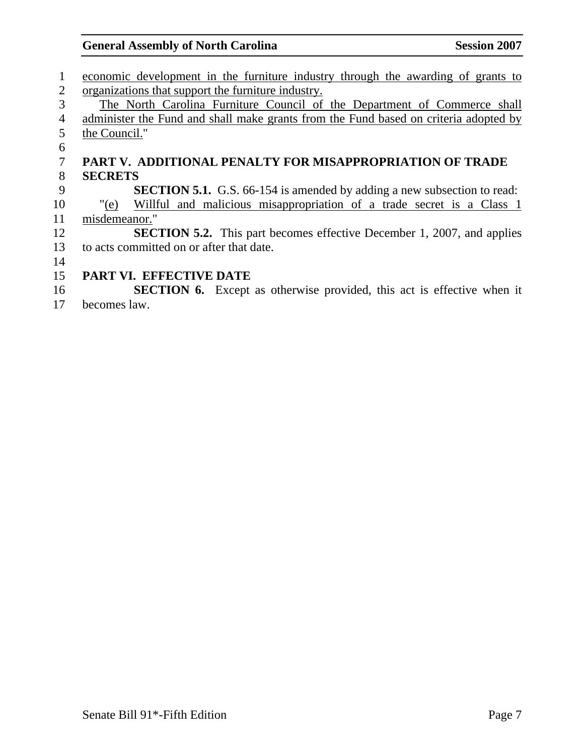economic development in the furniture industry through the awarding of grants to organizations that support the furniture industry.

The North Carolina Furniture Council of the Department of Commerce shall administer the Fund and shall make grants from the Fund based on criteria adopted by the Council."

**PART V. ADDITIONAL PENALTY FOR MISAPPROPRIATION OF TRADE SECRETS**

**SECTION 5.1.** G.S. 66-154 is amended by adding a new subsection to read:

"(e) Willful and malicious misappropriation of a trade secret is a Class 1 misdemeanor."

**SECTION 5.2.** This part becomes effective December 1, 2007, and applies to acts committed on or after that date.

**PART VI. EFFECTIVE DATE**

**SECTION 6.** Except as otherwise provided, this act is effective when it becomes law.